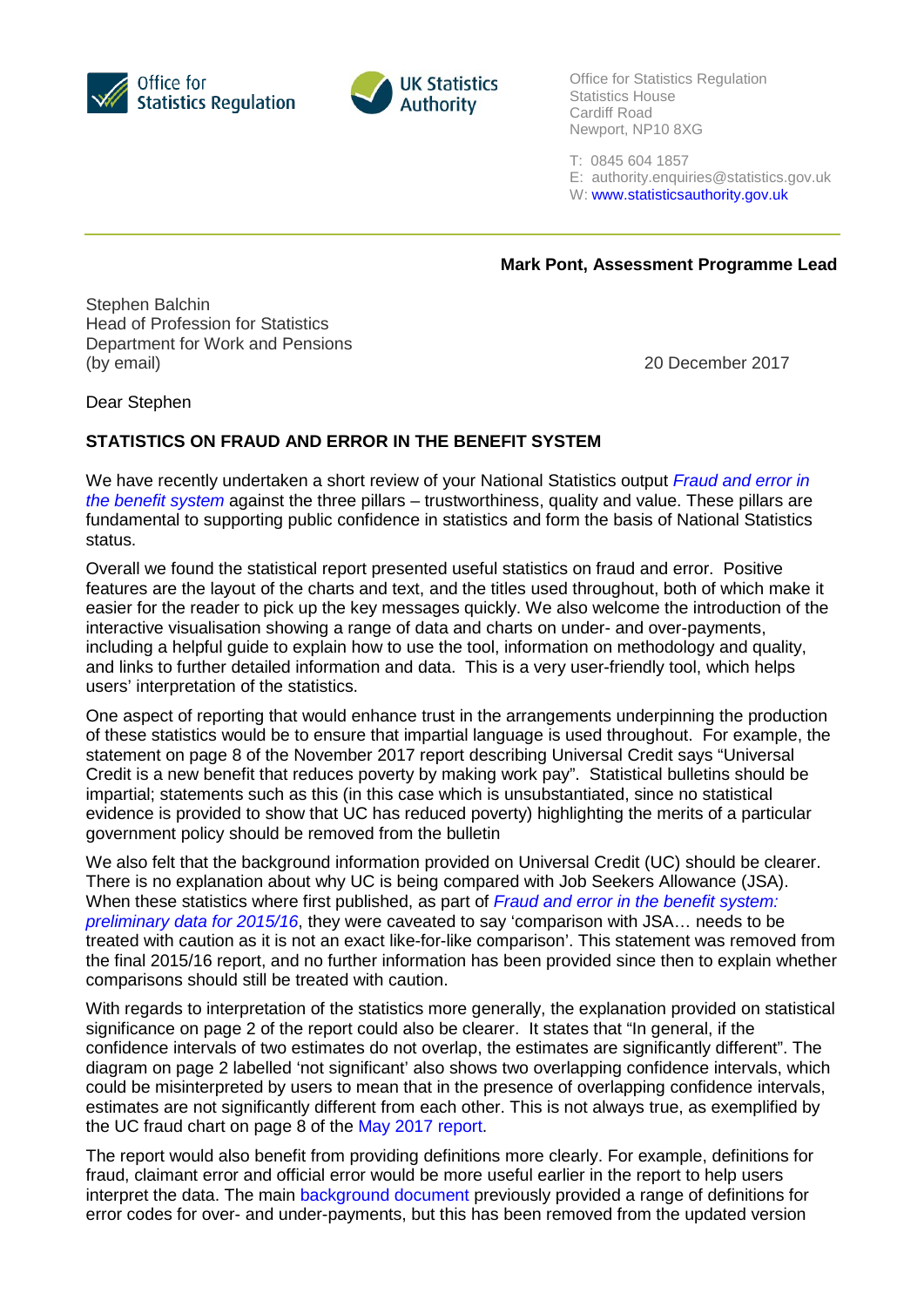Office for Statistics Regulation

UK Statistics Authority

Office for Statistics Regulation
Statistics House
Cardiff Road
Newport, NP10 8XG

T: 0845 604 1857
E: authority.enquiries@statistics.gov.uk
W: www.statisticsauthority.gov.uk

**Mark Pont, Assessment Programme Lead**

Stephen Balchin
Head of Profession for Statistics
Department for Work and Pensions
(by email)

20 December 2017

Dear Stephen

**STATISTICS ON FRAUD AND ERROR IN THE BENEFIT SYSTEM**

We have recently undertaken a short review of your National Statistics output *Fraud and error in the benefit system* against the three pillars – trustworthiness, quality and value. These pillars are fundamental to supporting public confidence in statistics and form the basis of National Statistics status.

Overall we found the statistical report presented useful statistics on fraud and error. Positive features are the layout of the charts and text, and the titles used throughout, both of which make it easier for the reader to pick up the key messages quickly. We also welcome the introduction of the interactive visualisation showing a range of data and charts on under- and over-payments, including a helpful guide to explain how to use the tool, information on methodology and quality, and links to further detailed information and data. This is a very user-friendly tool, which helps users' interpretation of the statistics.

One aspect of reporting that would enhance trust in the arrangements underpinning the production of these statistics would be to ensure that impartial language is used throughout. For example, the statement on page 8 of the November 2017 report describing Universal Credit says "Universal Credit is a new benefit that reduces poverty by making work pay". Statistical bulletins should be impartial; statements such as this (in this case which is unsubstantiated, since no statistical evidence is provided to show that UC has reduced poverty) highlighting the merits of a particular government policy should be removed from the bulletin

We also felt that the background information provided on Universal Credit (UC) should be clearer. There is no explanation about why UC is being compared with Job Seekers Allowance (JSA). When these statistics where first published, as part of *Fraud and error in the benefit system: preliminary data for 2015/16*, they were caveated to say 'comparison with JSA… needs to be treated with caution as it is not an exact like-for-like comparison'. This statement was removed from the final 2015/16 report, and no further information has been provided since then to explain whether comparisons should still be treated with caution.

With regards to interpretation of the statistics more generally, the explanation provided on statistical significance on page 2 of the report could also be clearer. It states that "In general, if the confidence intervals of two estimates do not overlap, the estimates are significantly different". The diagram on page 2 labelled 'not significant' also shows two overlapping confidence intervals, which could be misinterpreted by users to mean that in the presence of overlapping confidence intervals, estimates are not significantly different from each other. This is not always true, as exemplified by the UC fraud chart on page 8 of the May 2017 report.

The report would also benefit from providing definitions more clearly. For example, definitions for fraud, claimant error and official error would be more useful earlier in the report to help users interpret the data. The main background document previously provided a range of definitions for error codes for over- and under-payments, but this has been removed from the updated version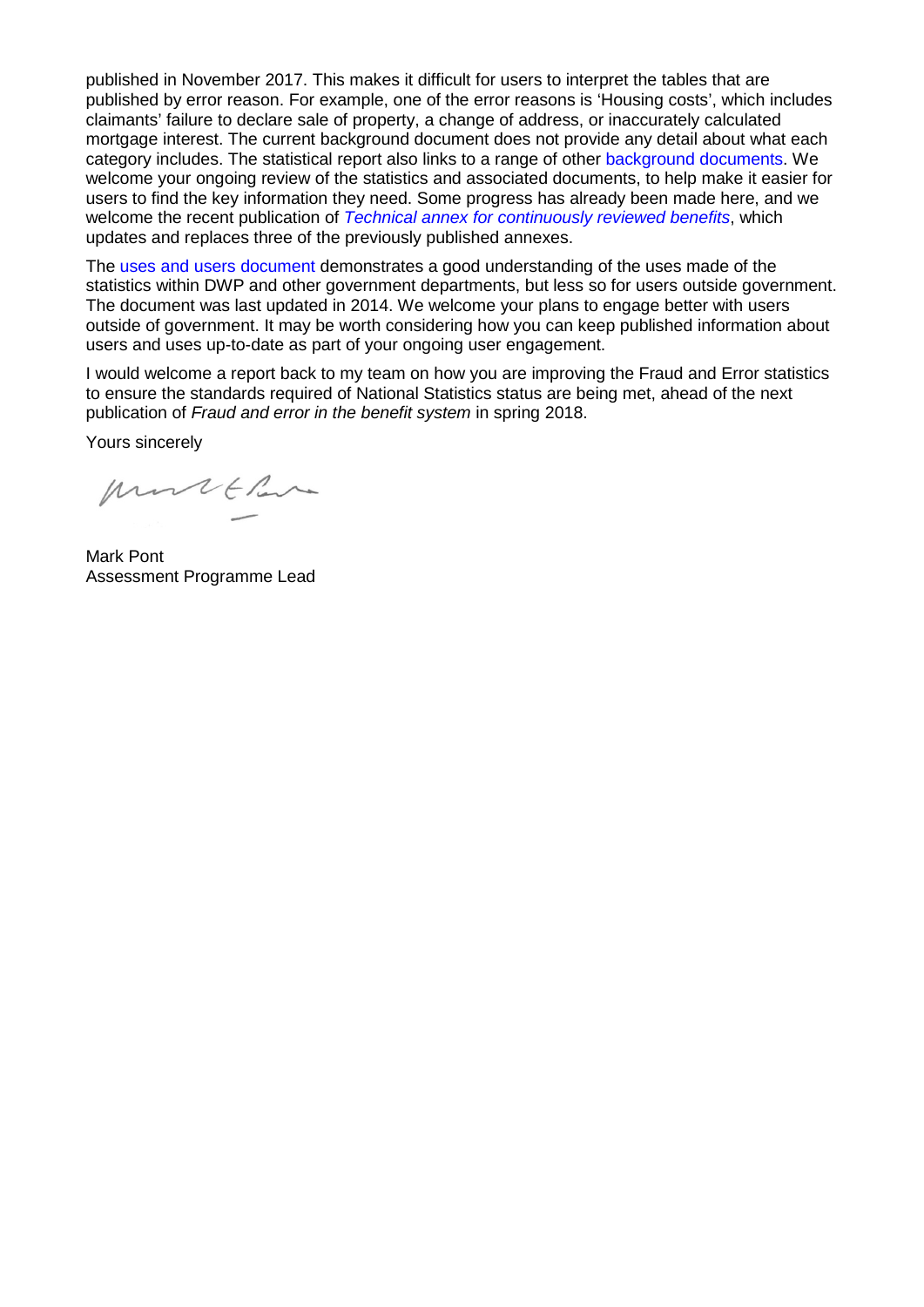published in November 2017. This makes it difficult for users to interpret the tables that are published by error reason. For example, one of the error reasons is 'Housing costs', which includes claimants' failure to declare sale of property, a change of address, or inaccurately calculated mortgage interest. The current background document does not provide any detail about what each category includes. The statistical report also links to a range of other background documents. We welcome your ongoing review of the statistics and associated documents, to help make it easier for users to find the key information they need. Some progress has already been made here, and we welcome the recent publication of *Technical annex for continuously reviewed benefits*, which updates and replaces three of the previously published annexes.

The uses and users document demonstrates a good understanding of the uses made of the statistics within DWP and other government departments, but less so for users outside government. The document was last updated in 2014. We welcome your plans to engage better with users outside of government. It may be worth considering how you can keep published information about users and uses up-to-date as part of your ongoing user engagement.

I would welcome a report back to my team on how you are improving the Fraud and Error statistics to ensure the standards required of National Statistics status are being met, ahead of the next publication of *Fraud and error in the benefit system* in spring 2018.

Yours sincerely

Mark Pont
Assessment Programme Lead